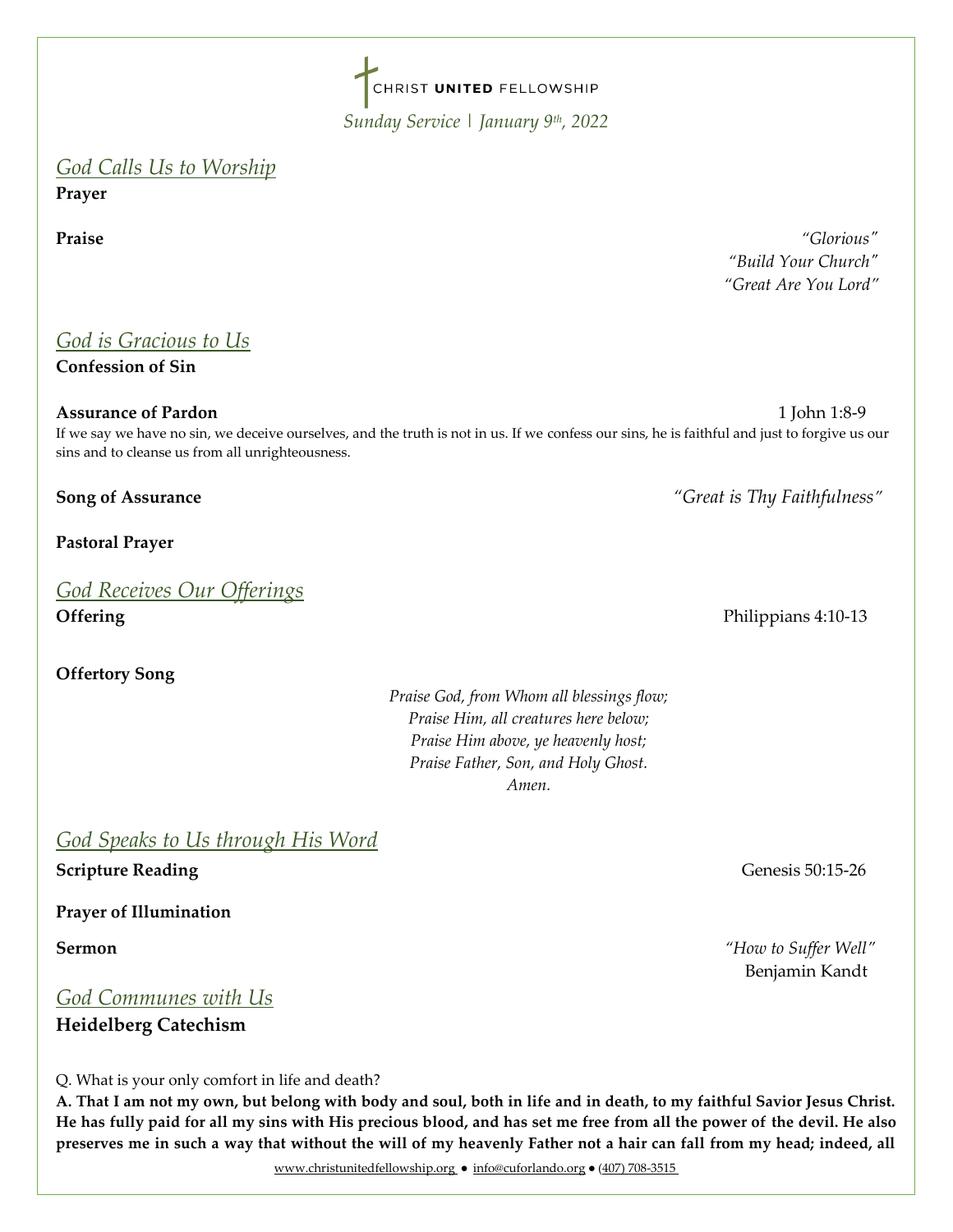CHRIST **UNITED** FELLOWSHIP

*Sunday Service | January 9th, 2022*

## *God Calls Us to Worship*

**Prayer**

**Praise** *"Glorious"*
*"Build Your Church"*
*"Great Are You Lord"*

## *God is Gracious to Us*

**Confession of Sin**

**Assurance of Pardon** 1 John 1:8-9

If we say we have no sin, we deceive ourselves, and the truth is not in us. If we confess our sins, he is faithful and just to forgive us our sins and to cleanse us from all unrighteousness.

**Song of Assurance** *"Great is Thy Faithfulness"*

**Pastoral Prayer**

## *God Receives Our Offerings*

**Offering** Philippians 4:10-13

**Offertory Song**

*Praise God, from Whom all blessings flow;*
*Praise Him, all creatures here below;*
*Praise Him above, ye heavenly host;*
*Praise Father, Son, and Holy Ghost.*
*Amen.*

## *God Speaks to Us through His Word*

**Scripture Reading** Genesis 50:15-26

**Prayer of Illumination**

**Sermon** *"How to Suffer Well"*
Benjamin Kandt

## *God Communes with Us*

**Heidelberg Catechism**

Q. What is your only comfort in life and death?

**A. That I am not my own, but belong with body and soul, both in life and in death, to my faithful Savior Jesus Christ. He has fully paid for all my sins with His precious blood, and has set me free from all the power of the devil. He also preserves me in such a way that without the will of my heavenly Father not a hair can fall from my head; indeed, all**

www.christunitedfellowship.org ● info@cuforlando.org ● (407) 708-3515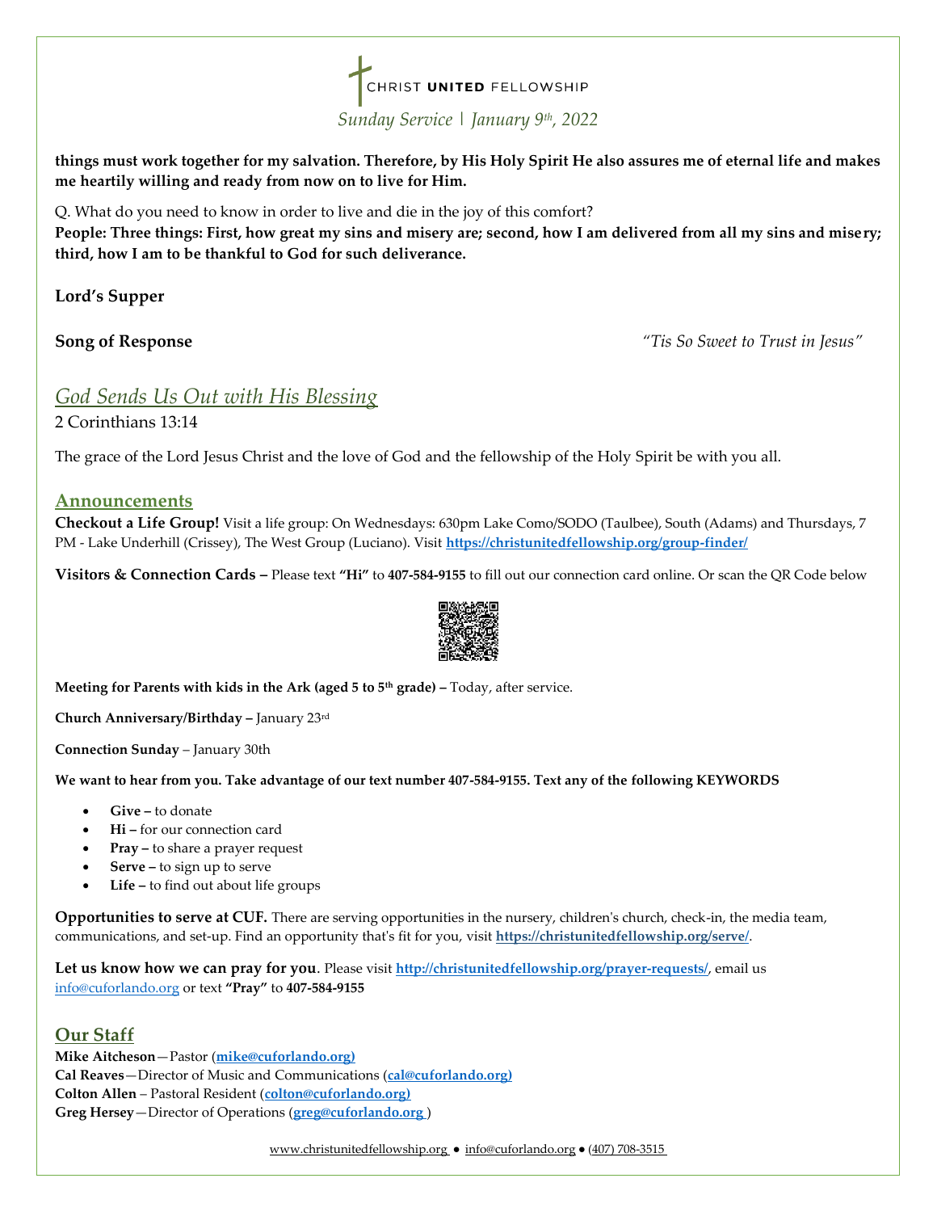**things must work together for my salvation. Therefore, by His Holy Spirit He also assures me of eternal life and makes me heartily willing and ready from now on to live for Him.**

Q. What do you need to know in order to live and die in the joy of this comfort?

**People: Three things: First, how great my sins and misery are; second, how I am delivered from all my sins and misery; third, how I am to be thankful to God for such deliverance.**

**Lord's Supper**

**Song of Response** *"Tis So Sweet to Trust in Jesus"*

## *God Sends Us Out with His Blessing*

2 Corinthians 13:14

The grace of the Lord Jesus Christ and the love of God and the fellowship of the Holy Spirit be with you all.

## Announcements

**Checkout a Life Group!** Visit a life group: On Wednesdays: 630pm Lake Como/SODO (Taulbee), South (Adams) and Thursdays, 7 PM - Lake Underhill (Crissey), The West Group (Luciano). Visit **https://christunitedfellowship.org/group-finder/**

**Visitors & Connection Cards –** Please text **"Hi"** to **407-584-9155** to fill out our connection card online. Or scan the QR Code below

**Meeting for Parents with kids in the Ark (aged 5 to 5th grade) –** Today, after service.

**Church Anniversary/Birthday –** January 23rd

**Connection Sunday** – January 30th

**We want to hear from you. Take advantage of our text number 407-584-9155. Text any of the following KEYWORDS**

- **Give –** to donate
- **Hi –** for our connection card
- **Pray –** to share a prayer request
- **Serve –** to sign up to serve
- **Life –** to find out about life groups

**Opportunities to serve at CUF.** There are serving opportunities in the nursery, children's church, check-in, the media team, communications, and set-up. Find an opportunity that's fit for you, visit **https://christunitedfellowship.org/serve/**.

**Let us know how we can pray for you**. Please visit **http://christunitedfellowship.org/prayer-requests/**, email us info@cuforlando.org or text **"Pray"** to **407-584-9155**

## Our Staff

**Mike Aitcheson**—Pastor (**mike@cuforlando.org)**
**Cal Reaves**—Director of Music and Communications (**cal@cuforlando.org)**
**Colton Allen** – Pastoral Resident (**colton@cuforlando.org)**
**Greg Hersey**—Director of Operations (**greg@cuforlando.org** )

www.christunitedfellowship.org ● info@cuforlando.org ● (407) 708-3515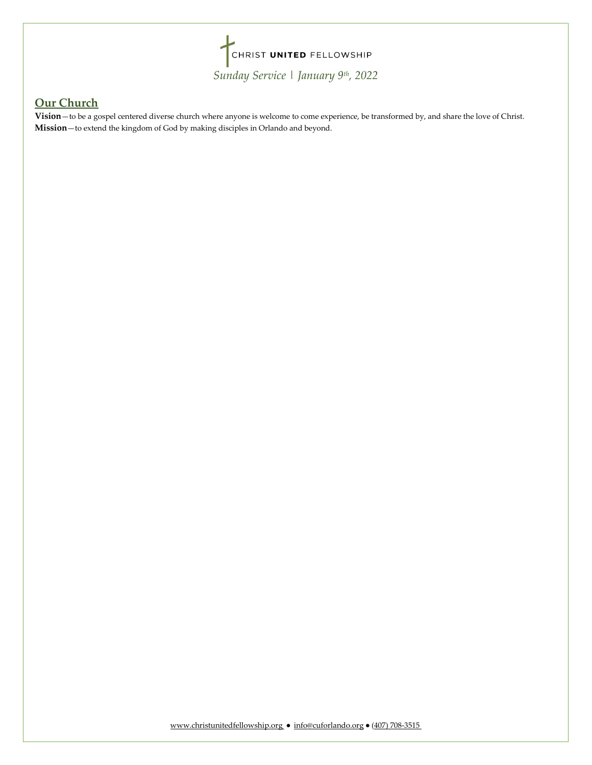## Our Church

**Vision**—to be a gospel centered diverse church where anyone is welcome to come experience, be transformed by, and share the love of Christ.

**Mission**—to extend the kingdom of God by making disciples in Orlando and beyond.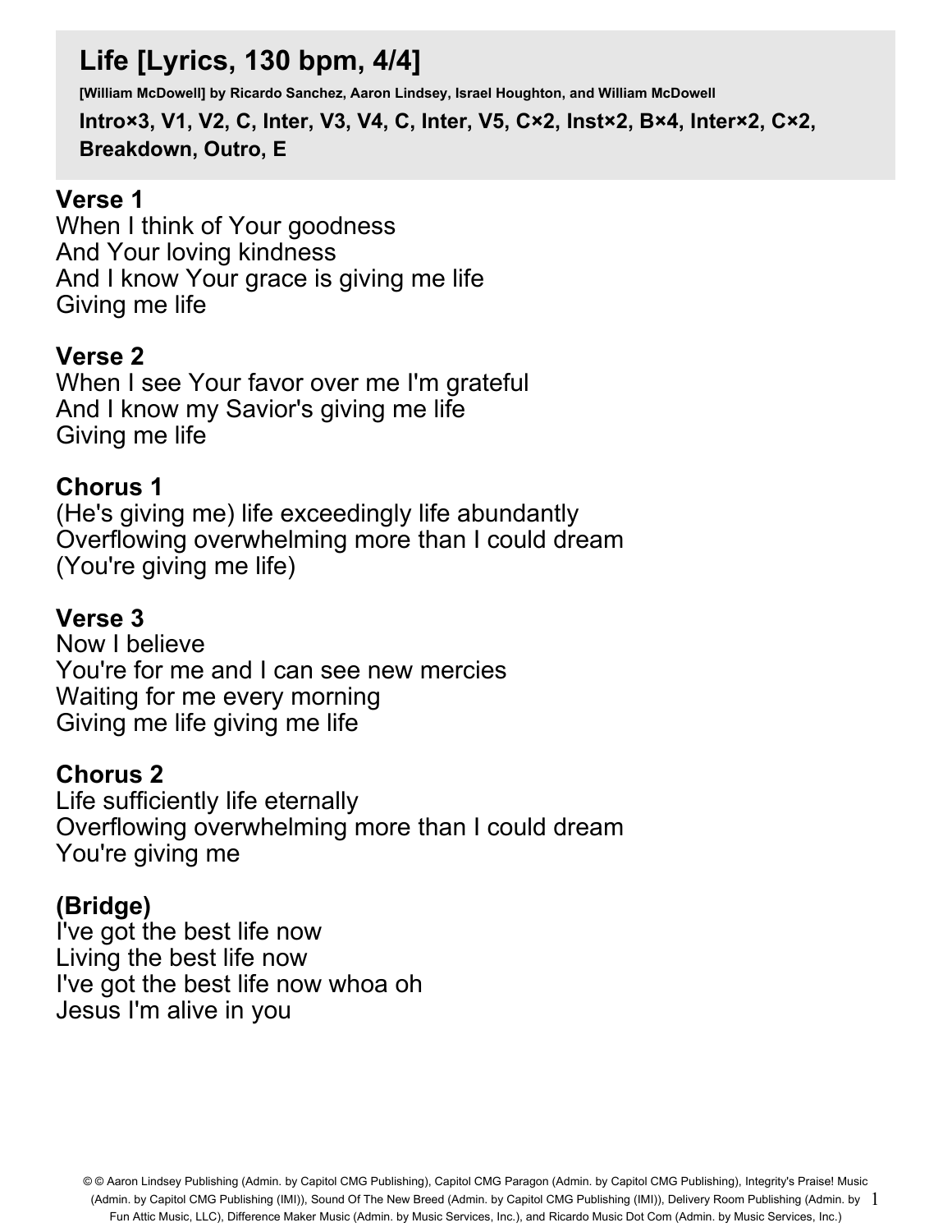# Life [Lyrics, 130 bpm, 4/4]

**[William McDowell] by Ricardo Sanchez, Aaron Lindsey, Israel Houghton, and William McDowell**

**Intro×3, V1, V2, C, Inter, V3, V4, C, Inter, V5, C×2, Inst×2, B×4, Inter×2, C×2, Breakdown, Outro, E**

## Verse 1

When I think of Your goodness
And Your loving kindness
And I know Your grace is giving me life
Giving me life

## Verse 2

When I see Your favor over me I'm grateful
And I know my Savior's giving me life
Giving me life

## Chorus 1

(He's giving me) life exceedingly life abundantly
Overflowing overwhelming more than I could dream
(You're giving me life)

## Verse 3

Now I believe
You're for me and I can see new mercies
Waiting for me every morning
Giving me life giving me life

## Chorus 2

Life sufficiently life eternally
Overflowing overwhelming more than I could dream
You're giving me

## (Bridge)

I've got the best life now
Living the best life now
I've got the best life now whoa oh
Jesus I'm alive in you

© © Aaron Lindsey Publishing (Admin. by Capitol CMG Publishing), Capitol CMG Paragon (Admin. by Capitol CMG Publishing), Integrity's Praise! Music (Admin. by Capitol CMG Publishing (IMI)), Sound Of The New Breed (Admin. by Capitol CMG Publishing (IMI)), Delivery Room Publishing (Admin. by Fun Attic Music, LLC), Difference Maker Music (Admin. by Music Services, Inc.), and Ricardo Music Dot Com (Admin. by Music Services, Inc.)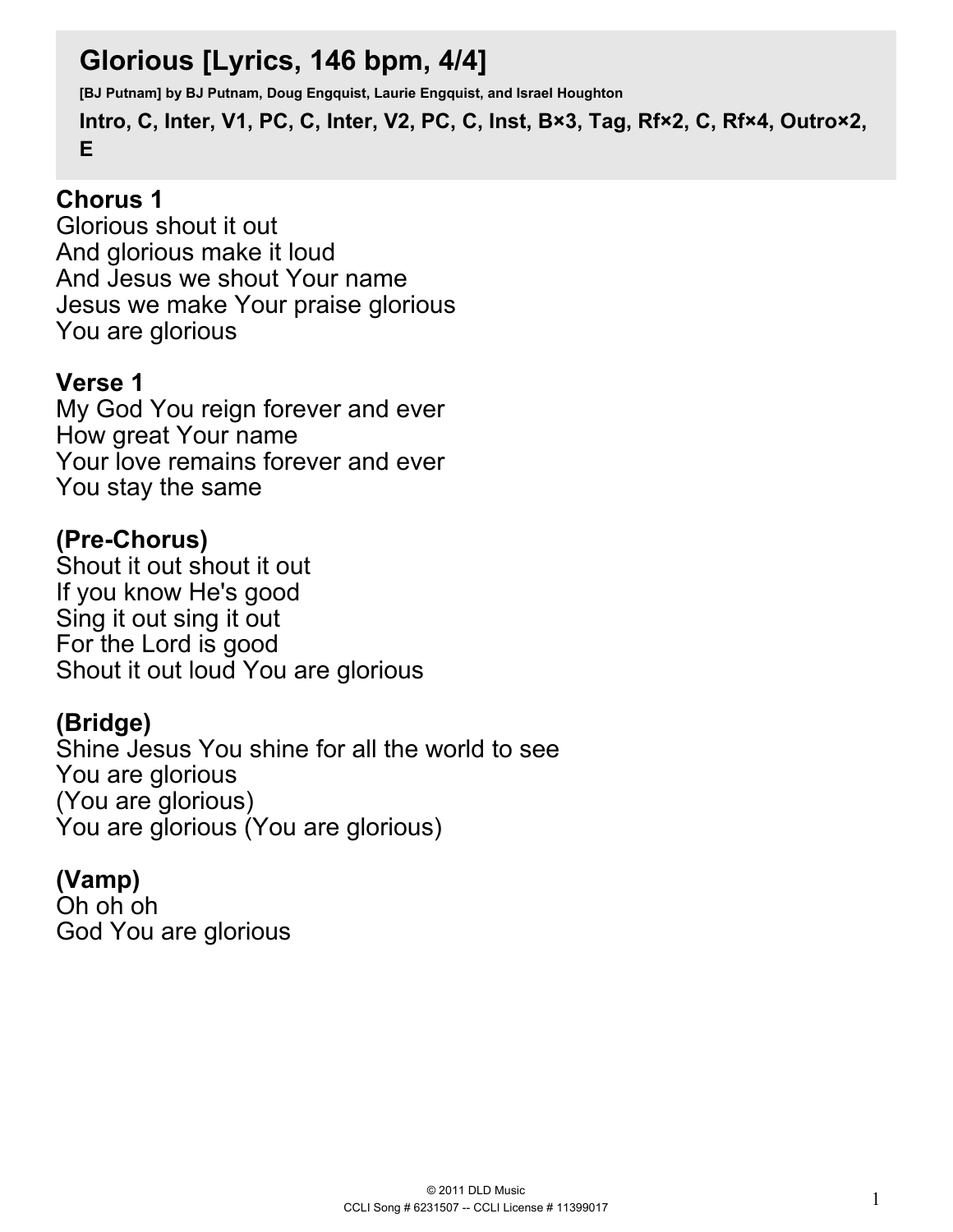# Glorious [Lyrics, 146 bpm, 4/4]

**[BJ Putnam] by BJ Putnam, Doug Engquist, Laurie Engquist, and Israel Houghton**

**Intro, C, Inter, V1, PC, C, Inter, V2, PC, C, Inst, B×3, Tag, Rf×2, C, Rf×4, Outro×2, E**

## Chorus 1

Glorious shout it out
And glorious make it loud
And Jesus we shout Your name
Jesus we make Your praise glorious
You are glorious

## Verse 1

My God You reign forever and ever
How great Your name
Your love remains forever and ever
You stay the same

## (Pre-Chorus)

Shout it out shout it out
If you know He's good
Sing it out sing it out
For the Lord is good
Shout it out loud You are glorious

## (Bridge)

Shine Jesus You shine for all the world to see
You are glorious
(You are glorious)
You are glorious (You are glorious)

## (Vamp)

Oh oh oh
God You are glorious

© 2011 DLD Music
CCLI Song # 6231507 -- CCLI License # 11399017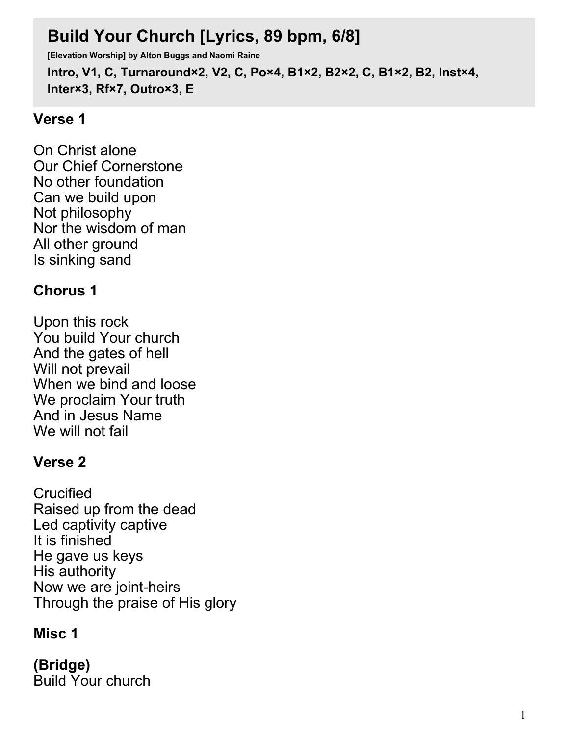# Build Your Church [Lyrics, 89 bpm, 6/8]

**[Elevation Worship] by Alton Buggs and Naomi Raine**

**Intro, V1, C, Turnaround×2, V2, C, Po×4, B1×2, B2×2, C, B1×2, B2, Inst×4, Inter×3, Rf×7, Outro×3, E**

## Verse 1

On Christ alone
Our Chief Cornerstone
No other foundation
Can we build upon
Not philosophy
Nor the wisdom of man
All other ground
Is sinking sand

## Chorus 1

Upon this rock
You build Your church
And the gates of hell
Will not prevail
When we bind and loose
We proclaim Your truth
And in Jesus Name
We will not fail

## Verse 2

Crucified
Raised up from the dead
Led captivity captive
It is finished
He gave us keys
His authority
Now we are joint-heirs
Through the praise of His glory

## Misc 1

## (Bridge)
Build Your church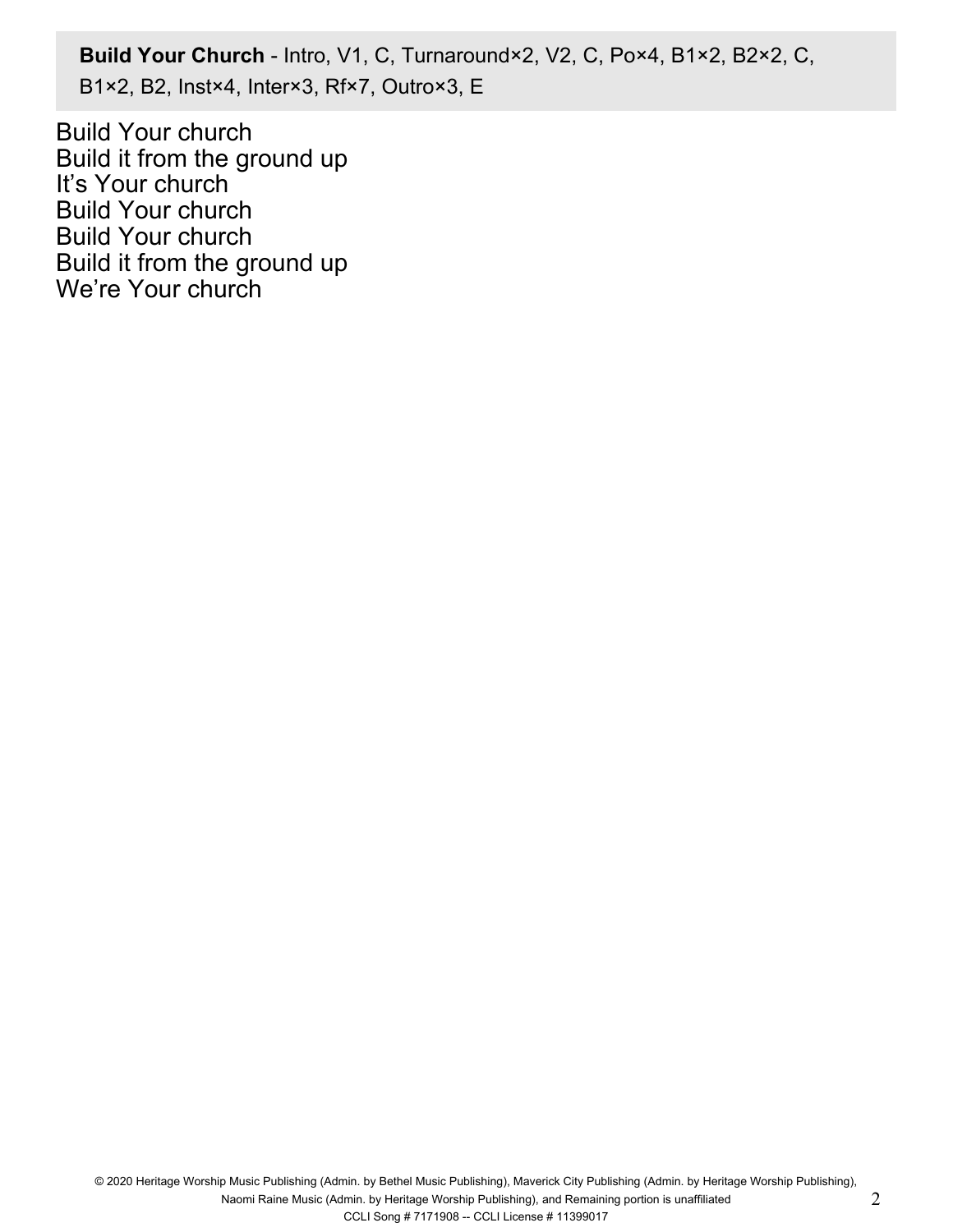**Build Your Church** - Intro, V1, C, Turnaround×2, V2, C, Po×4, B1×2, B2×2, C, B1×2, B2, Inst×4, Inter×3, Rf×7, Outro×3, E

Build Your church
Build it from the ground up
It's Your church
Build Your church
Build Your church
Build it from the ground up
We're Your church

© 2020 Heritage Worship Music Publishing (Admin. by Bethel Music Publishing), Maverick City Publishing (Admin. by Heritage Worship Publishing), Naomi Raine Music (Admin. by Heritage Worship Publishing), and Remaining portion is unaffiliated
CCLI Song # 7171908 -- CCLI License # 11399017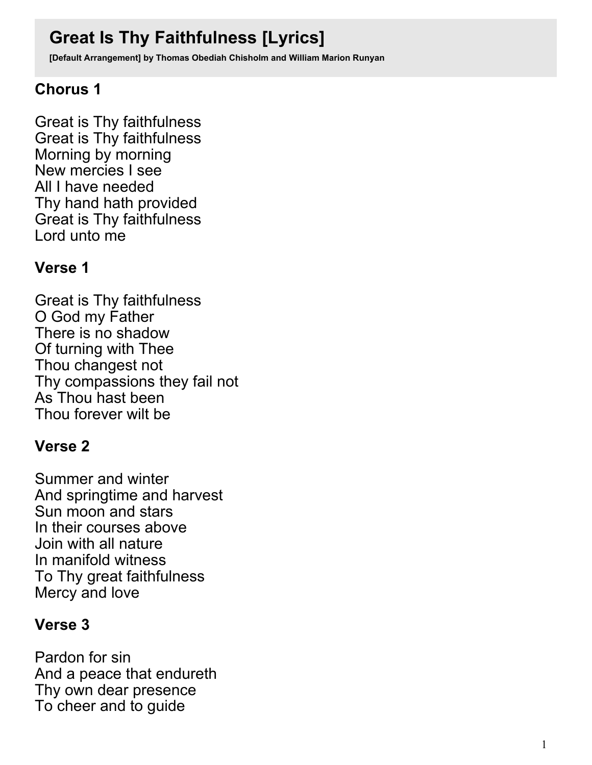# Great Is Thy Faithfulness [Lyrics]

**[Default Arrangement] by Thomas Obediah Chisholm and William Marion Runyan**

## Chorus 1

Great is Thy faithfulness
Great is Thy faithfulness
Morning by morning
New mercies I see
All I have needed
Thy hand hath provided
Great is Thy faithfulness
Lord unto me

## Verse 1

Great is Thy faithfulness
O God my Father
There is no shadow
Of turning with Thee
Thou changest not
Thy compassions they fail not
As Thou hast been
Thou forever wilt be

## Verse 2

Summer and winter
And springtime and harvest
Sun moon and stars
In their courses above
Join with all nature
In manifold witness
To Thy great faithfulness
Mercy and love

## Verse 3

Pardon for sin
And a peace that endureth
Thy own dear presence
To cheer and to guide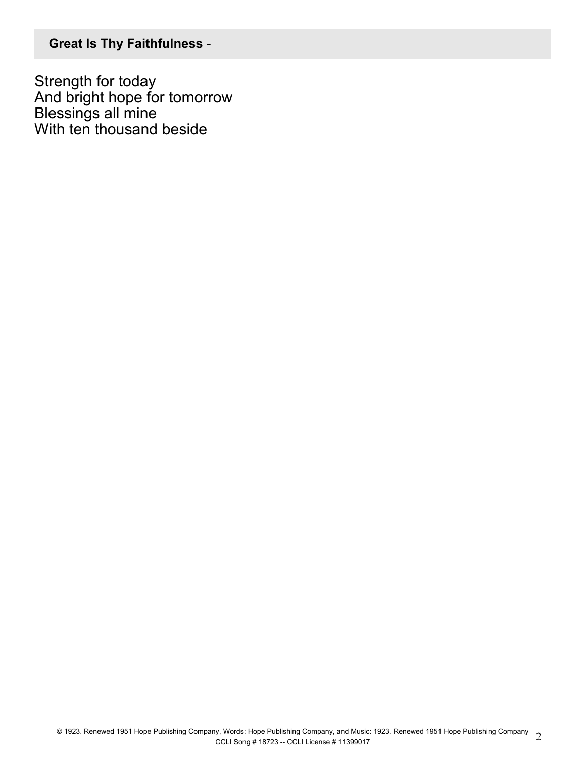**Great Is Thy Faithfulness** -

Strength for today
And bright hope for tomorrow
Blessings all mine
With ten thousand beside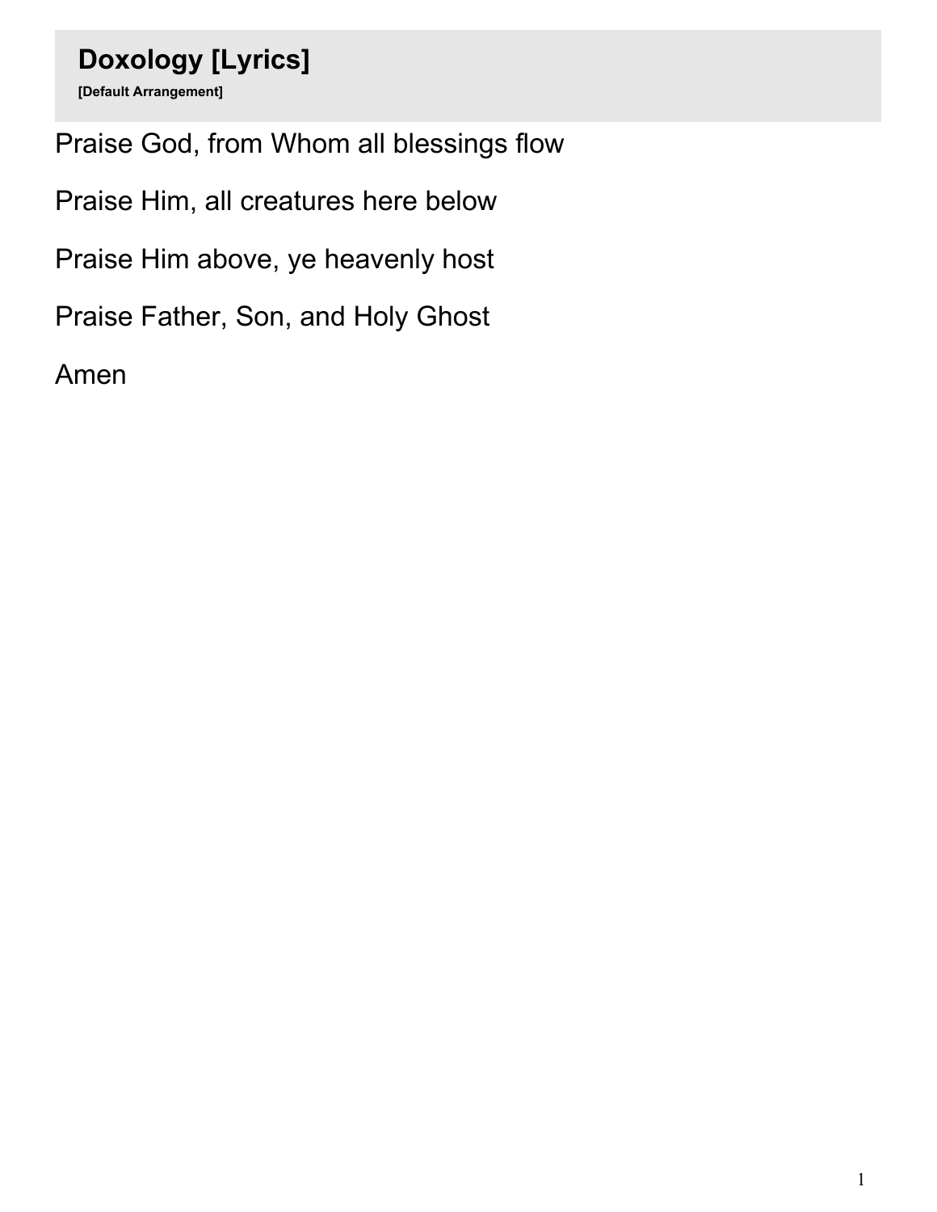# Doxology [Lyrics]

**[Default Arrangement]**

Praise God, from Whom all blessings flow

Praise Him, all creatures here below

Praise Him above, ye heavenly host

Praise Father, Son, and Holy Ghost

Amen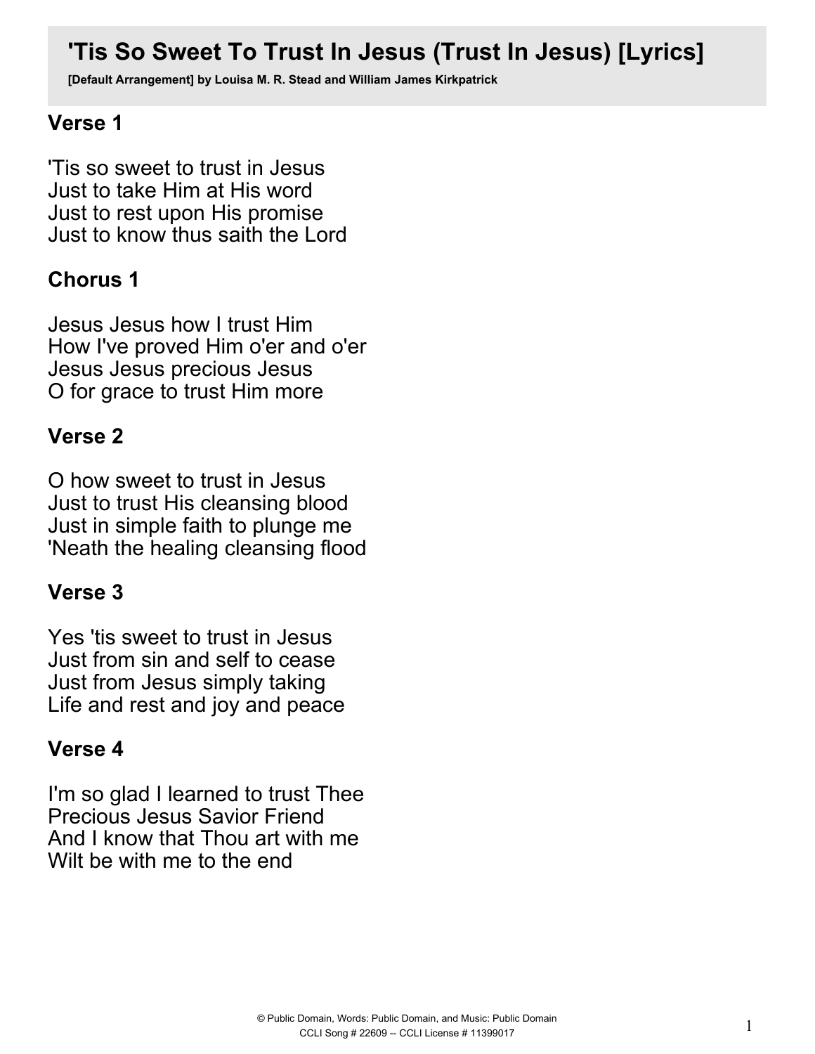# 'Tis So Sweet To Trust In Jesus (Trust In Jesus) [Lyrics]

**[Default Arrangement] by Louisa M. R. Stead and William James Kirkpatrick**

## Verse 1

'Tis so sweet to trust in Jesus
Just to take Him at His word
Just to rest upon His promise
Just to know thus saith the Lord

## Chorus 1

Jesus Jesus how I trust Him
How I've proved Him o'er and o'er
Jesus Jesus precious Jesus
O for grace to trust Him more

## Verse 2

O how sweet to trust in Jesus
Just to trust His cleansing blood
Just in simple faith to plunge me
'Neath the healing cleansing flood

## Verse 3

Yes 'tis sweet to trust in Jesus
Just from sin and self to cease
Just from Jesus simply taking
Life and rest and joy and peace

## Verse 4

I'm so glad I learned to trust Thee
Precious Jesus Savior Friend
And I know that Thou art with me
Wilt be with me to the end

© Public Domain, Words: Public Domain, and Music: Public Domain
CCLI Song # 22609 -- CCLI License # 11399017